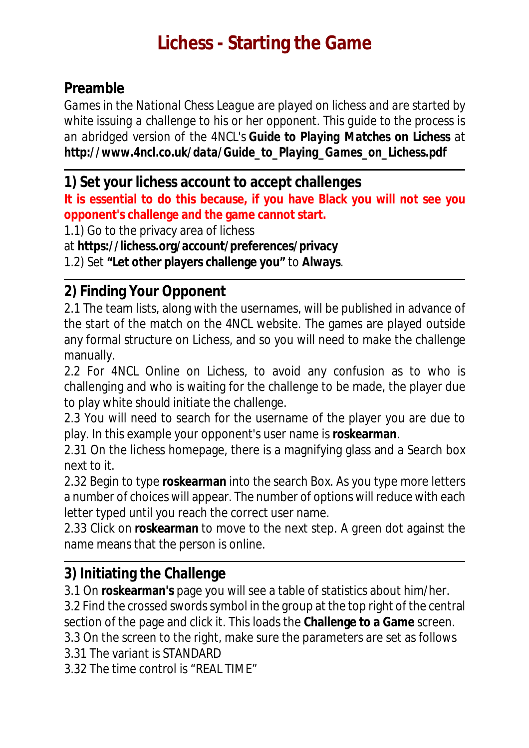# Lichess - Starting the Game

## Preamble

*Games in the National Chess League are played on lichess and are started by white issuing a challenge to his or her opponent. This guide to the process is an abridged version of the 4NCL's* ***Guide to Playing Matches on Lichess*** *at* ***http://www.4ncl.co.uk/data/Guide_to_Playing_Games_on_Lichess.pdf***

---

## 1) Set your lichess account to accept challenges

**It is essential to do this because, if you have Black you will not see you opponent's challenge and the game cannot start.**

1.1) Go to the privacy area of lichess at **https://lichess.org/account/preferences/privacy**

1.2) Set **"Let other players challenge you"** to **Always**.

---

## 2) Finding Your Opponent

2.1 The team lists, along with the usernames, will be published in advance of the start of the match on the 4NCL website. The games are played outside any formal structure on Lichess, and so you will need to make the challenge manually.

2.2 For 4NCL Online on Lichess, to avoid any confusion as to who is challenging and who is waiting for the challenge to be made, the player due to play white should initiate the challenge.

2.3 You will need to search for the username of the player you are due to play. In this example your opponent's user name is **roskearman**.

2.31 On the lichess homepage, there is a magnifying glass and a Search box next to it.

2.32 Begin to type **roskearman** into the search Box. As you type more letters a number of choices will appear. The number of options will reduce with each letter typed until you reach the correct user name.

2.33 Click on **roskearman** to move to the next step. A green dot against the name means that the person is online.

---

## 3) Initiating the Challenge

3.1 On **roskearman's** page you will see a table of statistics about him/her.

3.2 Find the crossed swords symbol in the group at the top right of the central section of the page and click it. This loads the **Challenge to a Game** screen.

3.3 On the screen to the right, make sure the parameters are set as follows

3.31 The variant is STANDARD

3.32 The time control is "REAL TIME"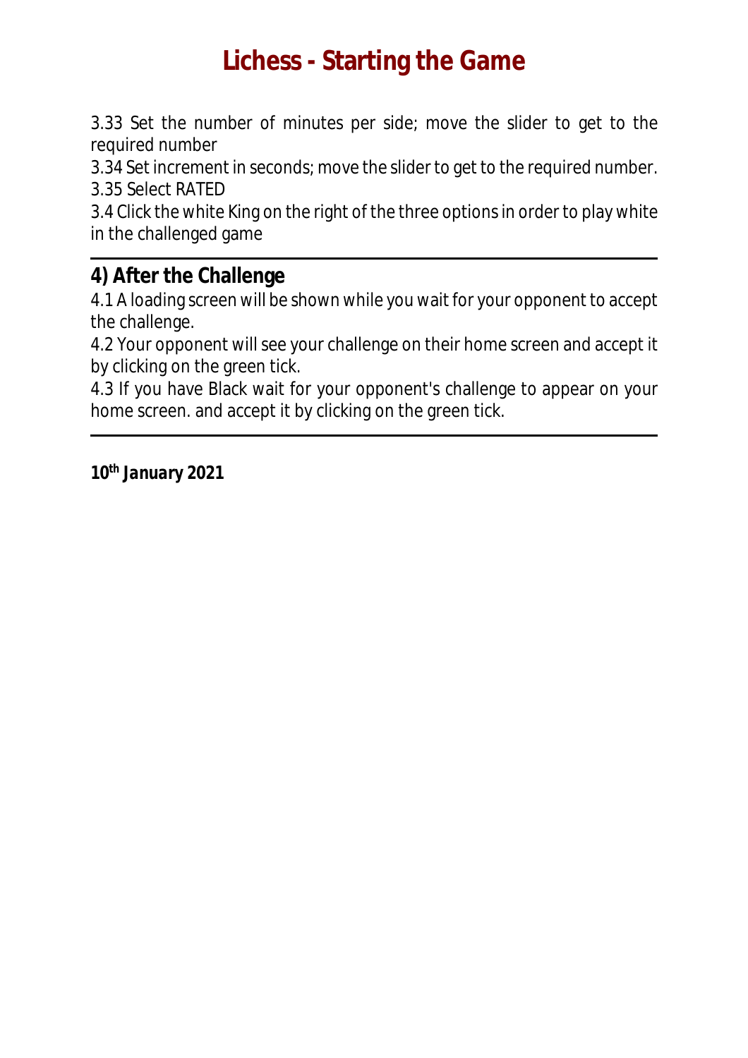# Lichess - Starting the Game

3.33 Set the number of minutes per side; move the slider to get to the required number

3.34 Set increment in seconds; move the slider to get to the required number.

3.35 Select RATED

3.4 Click the white King on the right of the three options in order to play white in the challenged game

---

## 4) After the Challenge

4.1 A loading screen will be shown while you wait for your opponent to accept the challenge.

4.2 Your opponent will see your challenge on their home screen and accept it by clicking on the green tick.

4.3 If you have Black wait for your opponent's challenge to appear on your home screen. and accept it by clicking on the green tick.

---

***10th January 2021***